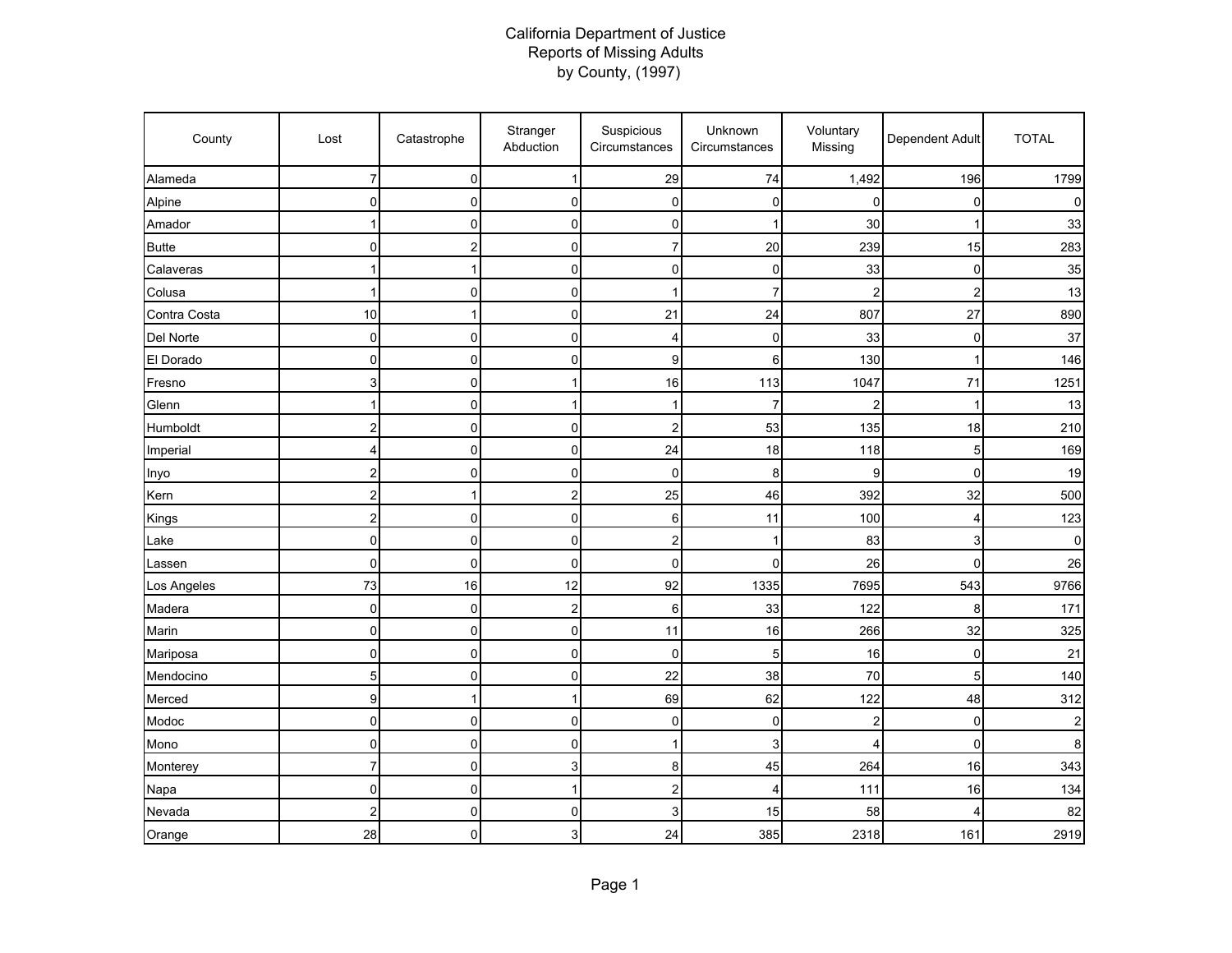# California Department of Justice
## Reports of Missing Adults
### by County, (1997)

| County | Lost | Catastrophe | Stranger Abduction | Suspicious Circumstances | Unknown Circumstances | Voluntary Missing | Dependent Adult | TOTAL |
|---|---|---|---|---|---|---|---|---|
| Alameda | 7 | 0 | 1 | 29 | 74 | 1,492 | 196 | 1799 |
| Alpine | 0 | 0 | 0 | 0 | 0 | 0 | 0 | 0 |
| Amador | 1 | 0 | 0 | 0 | 1 | 30 | 1 | 33 |
| Butte | 0 | 2 | 0 | 7 | 20 | 239 | 15 | 283 |
| Calaveras | 1 | 1 | 0 | 0 | 0 | 33 | 0 | 35 |
| Colusa | 1 | 0 | 0 | 1 | 7 | 2 | 2 | 13 |
| Contra Costa | 10 | 1 | 0 | 21 | 24 | 807 | 27 | 890 |
| Del Norte | 0 | 0 | 0 | 4 | 0 | 33 | 0 | 37 |
| El Dorado | 0 | 0 | 0 | 9 | 6 | 130 | 1 | 146 |
| Fresno | 3 | 0 | 1 | 16 | 113 | 1047 | 71 | 1251 |
| Glenn | 1 | 0 | 1 | 1 | 7 | 2 | 1 | 13 |
| Humboldt | 2 | 0 | 0 | 2 | 53 | 135 | 18 | 210 |
| Imperial | 4 | 0 | 0 | 24 | 18 | 118 | 5 | 169 |
| Inyo | 2 | 0 | 0 | 0 | 8 | 9 | 0 | 19 |
| Kern | 2 | 1 | 2 | 25 | 46 | 392 | 32 | 500 |
| Kings | 2 | 0 | 0 | 6 | 11 | 100 | 4 | 123 |
| Lake | 0 | 0 | 0 | 2 | 1 | 83 | 3 | 0 |
| Lassen | 0 | 0 | 0 | 0 | 0 | 26 | 0 | 26 |
| Los Angeles | 73 | 16 | 12 | 92 | 1335 | 7695 | 543 | 9766 |
| Madera | 0 | 0 | 2 | 6 | 33 | 122 | 8 | 171 |
| Marin | 0 | 0 | 0 | 11 | 16 | 266 | 32 | 325 |
| Mariposa | 0 | 0 | 0 | 0 | 5 | 16 | 0 | 21 |
| Mendocino | 5 | 0 | 0 | 22 | 38 | 70 | 5 | 140 |
| Merced | 9 | 1 | 1 | 69 | 62 | 122 | 48 | 312 |
| Modoc | 0 | 0 | 0 | 0 | 0 | 2 | 0 | 2 |
| Mono | 0 | 0 | 0 | 1 | 3 | 4 | 0 | 8 |
| Monterey | 7 | 0 | 3 | 8 | 45 | 264 | 16 | 343 |
| Napa | 0 | 0 | 1 | 2 | 4 | 111 | 16 | 134 |
| Nevada | 2 | 0 | 0 | 3 | 15 | 58 | 4 | 82 |
| Orange | 28 | 0 | 3 | 24 | 385 | 2318 | 161 | 2919 |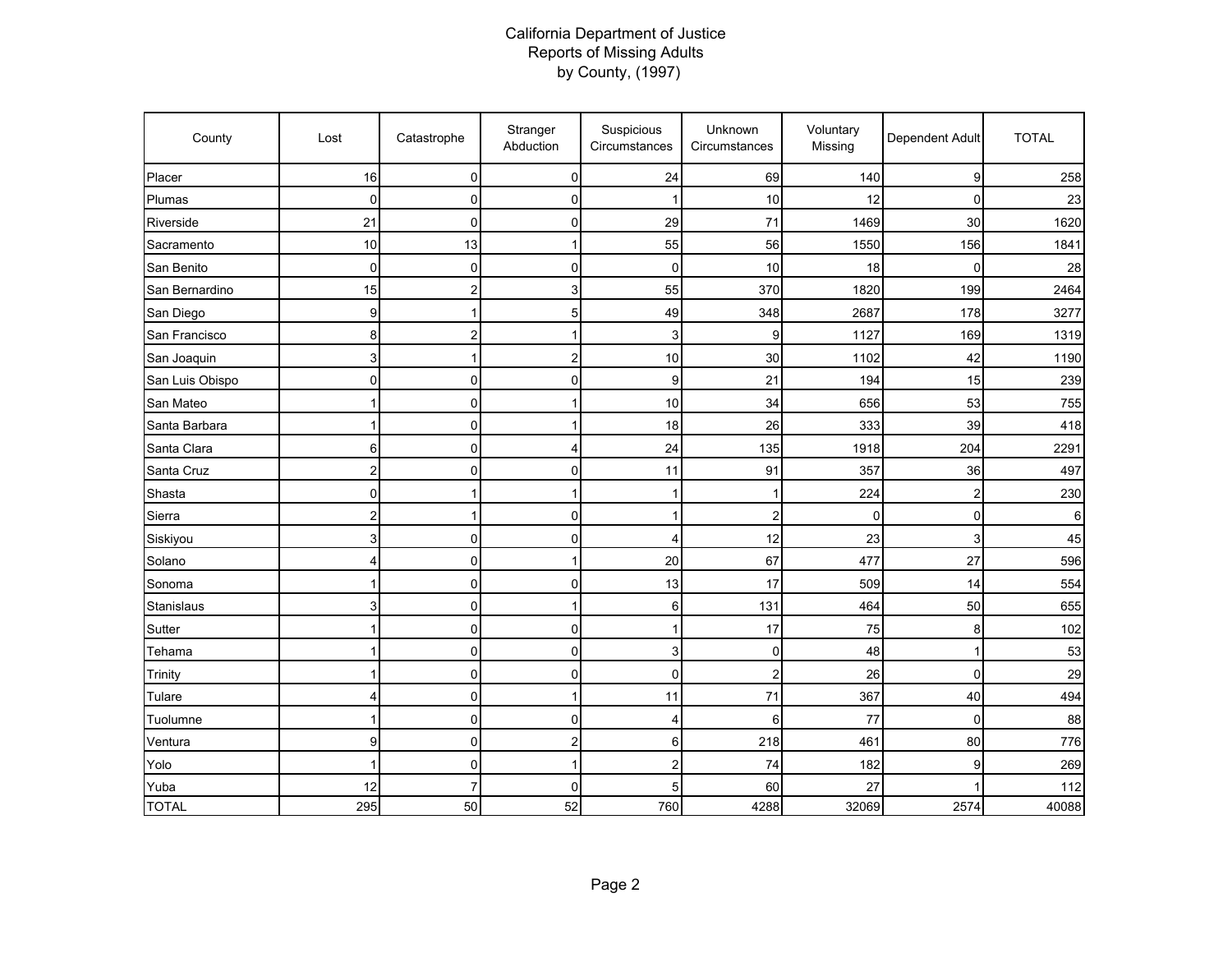California Department of Justice
Reports of Missing Adults
by County, (1997)

| County | Lost | Catastrophe | Stranger Abduction | Suspicious Circumstances | Unknown Circumstances | Voluntary Missing | Dependent Adult | TOTAL |
|---|---|---|---|---|---|---|---|---|
| Placer | 16 | 0 | 0 | 24 | 69 | 140 | 9 | 258 |
| Plumas | 0 | 0 | 0 | 1 | 10 | 12 | 0 | 23 |
| Riverside | 21 | 0 | 0 | 29 | 71 | 1469 | 30 | 1620 |
| Sacramento | 10 | 13 | 1 | 55 | 56 | 1550 | 156 | 1841 |
| San Benito | 0 | 0 | 0 | 0 | 10 | 18 | 0 | 28 |
| San Bernardino | 15 | 2 | 3 | 55 | 370 | 1820 | 199 | 2464 |
| San Diego | 9 | 1 | 5 | 49 | 348 | 2687 | 178 | 3277 |
| San Francisco | 8 | 2 | 1 | 3 | 9 | 1127 | 169 | 1319 |
| San Joaquin | 3 | 1 | 2 | 10 | 30 | 1102 | 42 | 1190 |
| San Luis Obispo | 0 | 0 | 0 | 9 | 21 | 194 | 15 | 239 |
| San Mateo | 1 | 0 | 1 | 10 | 34 | 656 | 53 | 755 |
| Santa Barbara | 1 | 0 | 1 | 18 | 26 | 333 | 39 | 418 |
| Santa Clara | 6 | 0 | 4 | 24 | 135 | 1918 | 204 | 2291 |
| Santa Cruz | 2 | 0 | 0 | 11 | 91 | 357 | 36 | 497 |
| Shasta | 0 | 1 | 1 | 1 | 1 | 224 | 2 | 230 |
| Sierra | 2 | 1 | 0 | 1 | 2 | 0 | 0 | 6 |
| Siskiyou | 3 | 0 | 0 | 4 | 12 | 23 | 3 | 45 |
| Solano | 4 | 0 | 1 | 20 | 67 | 477 | 27 | 596 |
| Sonoma | 1 | 0 | 0 | 13 | 17 | 509 | 14 | 554 |
| Stanislaus | 3 | 0 | 1 | 6 | 131 | 464 | 50 | 655 |
| Sutter | 1 | 0 | 0 | 1 | 17 | 75 | 8 | 102 |
| Tehama | 1 | 0 | 0 | 3 | 0 | 48 | 1 | 53 |
| Trinity | 1 | 0 | 0 | 0 | 2 | 26 | 0 | 29 |
| Tulare | 4 | 0 | 1 | 11 | 71 | 367 | 40 | 494 |
| Tuolumne | 1 | 0 | 0 | 4 | 6 | 77 | 0 | 88 |
| Ventura | 9 | 0 | 2 | 6 | 218 | 461 | 80 | 776 |
| Yolo | 1 | 0 | 1 | 2 | 74 | 182 | 9 | 269 |
| Yuba | 12 | 7 | 0 | 5 | 60 | 27 | 1 | 112 |
| TOTAL | 295 | 50 | 52 | 760 | 4288 | 32069 | 2574 | 40088 |